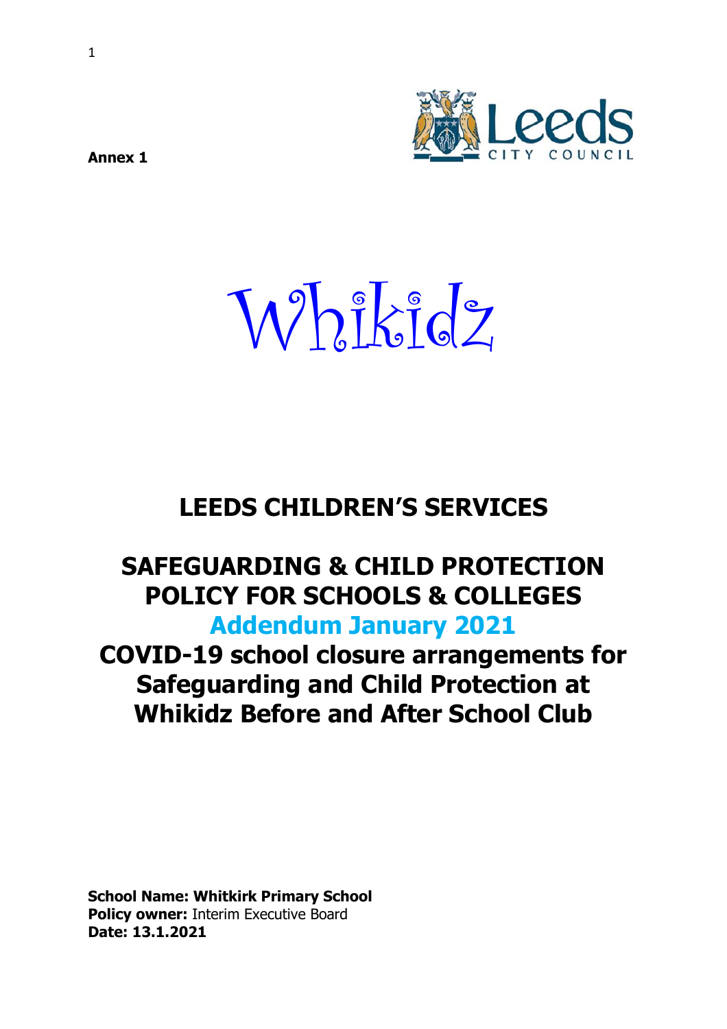**Annex 1**

Leeds CITY COUNCIL

Whikidz

# LEEDS CHILDREN'S SERVICES

# SAFEGUARDING & CHILD PROTECTION POLICY FOR SCHOOLS & COLLEGES

## Addendum January 2021

## COVID-19 school closure arrangements for Safeguarding and Child Protection at Whikidz Before and After School Club

**School Name: Whitkirk Primary School**
**Policy owner:** Interim Executive Board
**Date: 13.1.2021**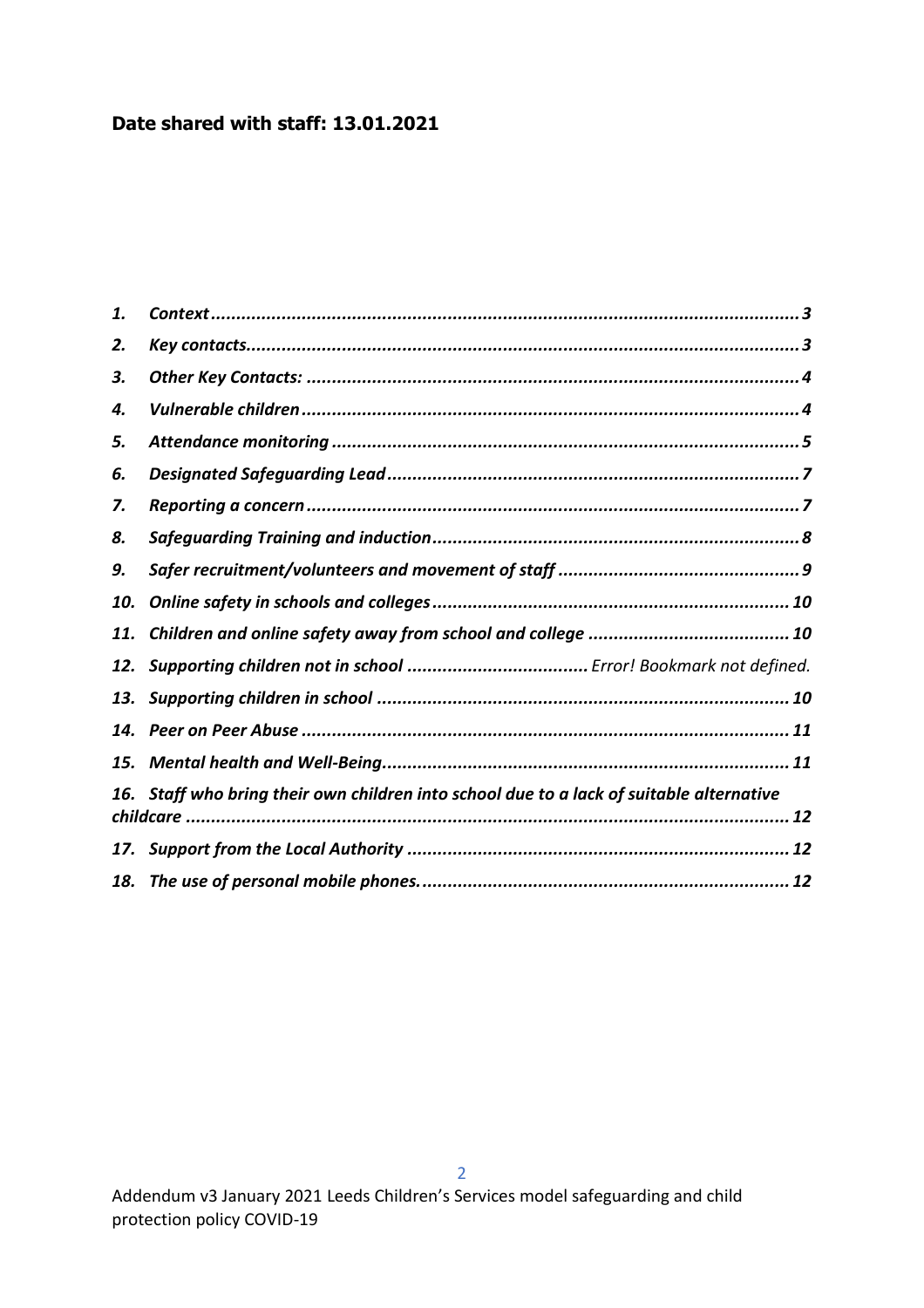**Date shared with staff: 13.01.2021**

| | | |
|---|---|---|
| *1.* | ***Context*** | ***3*** |
| *2.* | ***Key contacts*** | ***3*** |
| *3.* | ***Other Key Contacts:*** | ***4*** |
| *4.* | ***Vulnerable children*** | ***4*** |
| *5.* | ***Attendance monitoring*** | ***5*** |
| *6.* | ***Designated Safeguarding Lead*** | ***7*** |
| *7.* | ***Reporting a concern*** | ***7*** |
| *8.* | ***Safeguarding Training and induction*** | ***8*** |
| *9.* | ***Safer recruitment/volunteers and movement of staff*** | ***9*** |
| *10.* | ***Online safety in schools and colleges*** | ***10*** |
| *11.* | ***Children and online safety away from school and college*** | ***10*** |
| *12.* | ***Supporting children not in school*** | *Error! Bookmark not defined.* |
| *13.* | ***Supporting children in school*** | ***10*** |
| *14.* | ***Peer on Peer Abuse*** | ***11*** |
| *15.* | ***Mental health and Well-Being*** | ***11*** |
| *16.* | ***Staff who bring their own children into school due to a lack of suitable alternative childcare*** | ***12*** |
| *17.* | ***Support from the Local Authority*** | ***12*** |
| *18.* | ***The use of personal mobile phones.*** | ***12*** |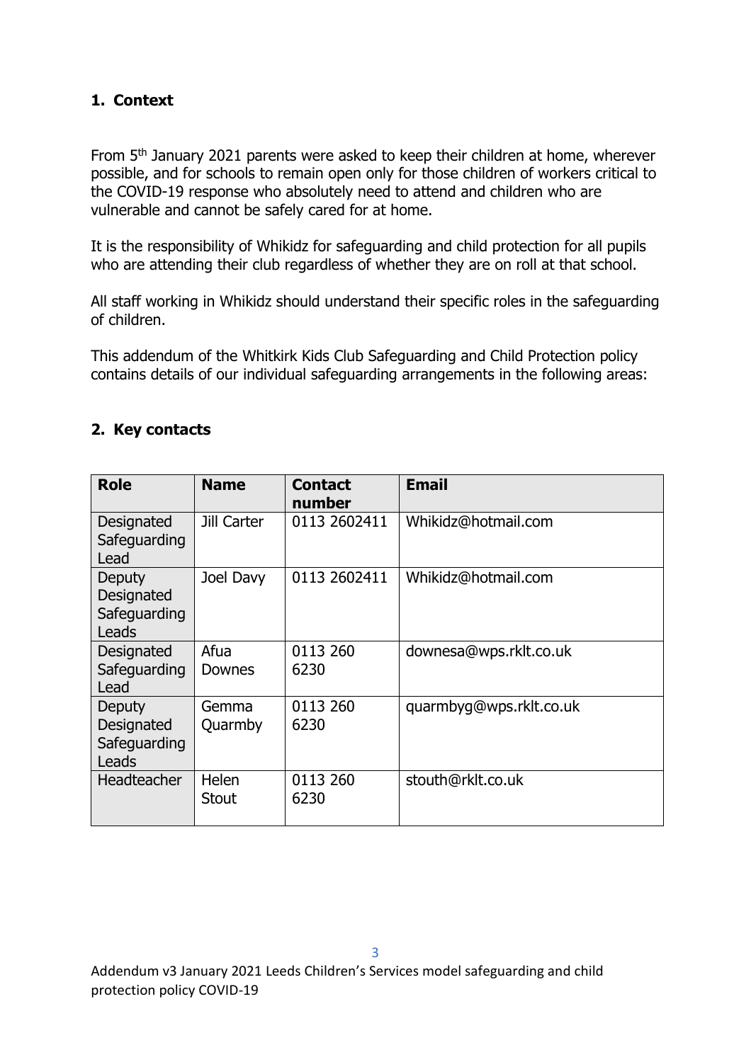## 1. Context

From 5th January 2021 parents were asked to keep their children at home, wherever possible, and for schools to remain open only for those children of workers critical to the COVID-19 response who absolutely need to attend and children who are vulnerable and cannot be safely cared for at home.

It is the responsibility of Whikidz for safeguarding and child protection for all pupils who are attending their club regardless of whether they are on roll at that school.

All staff working in Whikidz should understand their specific roles in the safeguarding of children.

This addendum of the Whitkirk Kids Club Safeguarding and Child Protection policy contains details of our individual safeguarding arrangements in the following areas:

## 2. Key contacts

| Role | Name | Contact number | Email |
|---|---|---|---|
| Designated Safeguarding Lead | Jill Carter | 0113 2602411 | Whikidz@hotmail.com |
| Deputy Designated Safeguarding Leads | Joel Davy | 0113 2602411 | Whikidz@hotmail.com |
| Designated Safeguarding Lead | Afua Downes | 0113 260 6230 | downesa@wps.rklt.co.uk |
| Deputy Designated Safeguarding Leads | Gemma Quarmby | 0113 260 6230 | quarmbyg@wps.rklt.co.uk |
| Headteacher | Helen Stout | 0113 260 6230 | stouth@rklt.co.uk |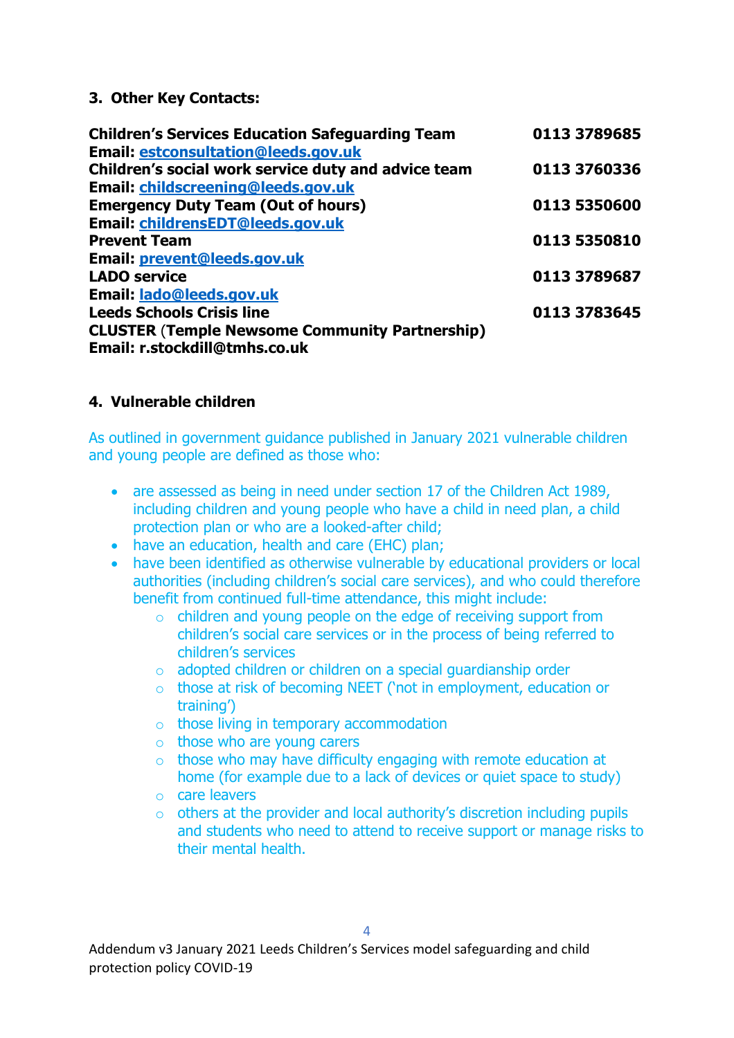### 3. Other Key Contacts:

| | |
|---|---|
| **Children's Services Education Safeguarding Team**<br>**Email: estconsultation@leeds.gov.uk** | **0113 3789685** |
| **Children's social work service duty and advice team**<br>**Email: childscreening@leeds.gov.uk** | **0113 3760336** |
| **Emergency Duty Team (Out of hours)**<br>**Email: childrensEDT@leeds.gov.uk** | **0113 5350600** |
| **Prevent Team**<br>**Email: prevent@leeds.gov.uk** | **0113 5350810** |
| **LADO service**<br>**Email: lado@leeds.gov.uk** | **0113 3789687** |
| **Leeds Schools Crisis line** | **0113 3783645** |
| **CLUSTER** (**Temple Newsome Community Partnership)**<br>**Email: r.stockdill@tmhs.co.uk** | |

### 4. Vulnerable children

As outlined in government guidance published in January 2021 vulnerable children and young people are defined as those who:

- are assessed as being in need under section 17 of the Children Act 1989, including children and young people who have a child in need plan, a child protection plan or who are a looked-after child;
- have an education, health and care (EHC) plan;
- have been identified as otherwise vulnerable by educational providers or local authorities (including children's social care services), and who could therefore benefit from continued full-time attendance, this might include:
  - children and young people on the edge of receiving support from children's social care services or in the process of being referred to children's services
  - adopted children or children on a special guardianship order
  - those at risk of becoming NEET ('not in employment, education or training')
  - those living in temporary accommodation
  - those who are young carers
  - those who may have difficulty engaging with remote education at home (for example due to a lack of devices or quiet space to study)
  - care leavers
  - others at the provider and local authority's discretion including pupils and students who need to attend to receive support or manage risks to their mental health.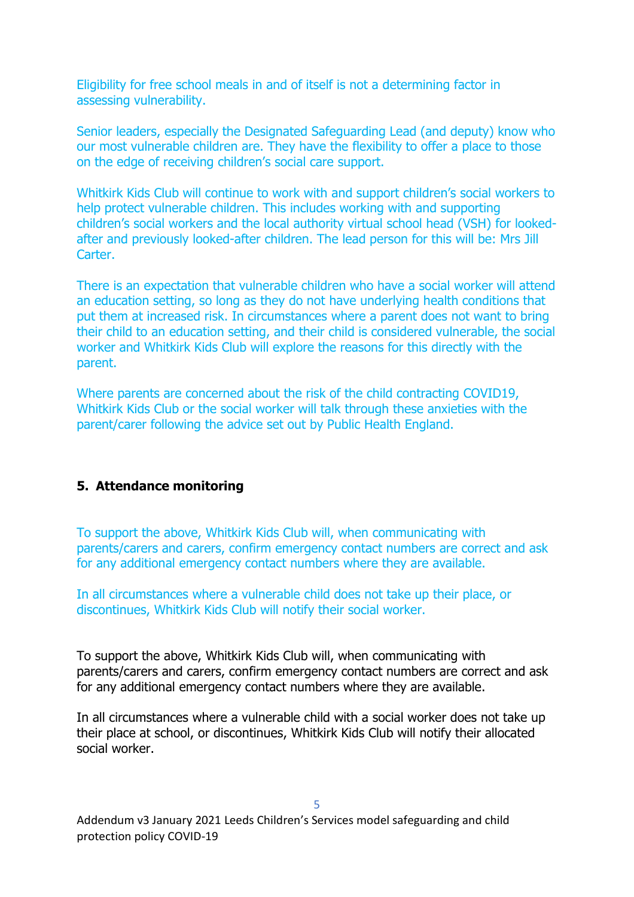Eligibility for free school meals in and of itself is not a determining factor in assessing vulnerability.

Senior leaders, especially the Designated Safeguarding Lead (and deputy) know who our most vulnerable children are. They have the flexibility to offer a place to those on the edge of receiving children's social care support.

Whitkirk Kids Club will continue to work with and support children's social workers to help protect vulnerable children. This includes working with and supporting children's social workers and the local authority virtual school head (VSH) for looked-after and previously looked-after children. The lead person for this will be: Mrs Jill Carter.

There is an expectation that vulnerable children who have a social worker will attend an education setting, so long as they do not have underlying health conditions that put them at increased risk. In circumstances where a parent does not want to bring their child to an education setting, and their child is considered vulnerable, the social worker and Whitkirk Kids Club will explore the reasons for this directly with the parent.

Where parents are concerned about the risk of the child contracting COVID19, Whitkirk Kids Club or the social worker will talk through these anxieties with the parent/carer following the advice set out by Public Health England.

## 5. Attendance monitoring

To support the above, Whitkirk Kids Club will, when communicating with parents/carers and carers, confirm emergency contact numbers are correct and ask for any additional emergency contact numbers where they are available.

In all circumstances where a vulnerable child does not take up their place, or discontinues, Whitkirk Kids Club will notify their social worker.

To support the above, Whitkirk Kids Club will, when communicating with parents/carers and carers, confirm emergency contact numbers are correct and ask for any additional emergency contact numbers where they are available.

In all circumstances where a vulnerable child with a social worker does not take up their place at school, or discontinues, Whitkirk Kids Club will notify their allocated social worker.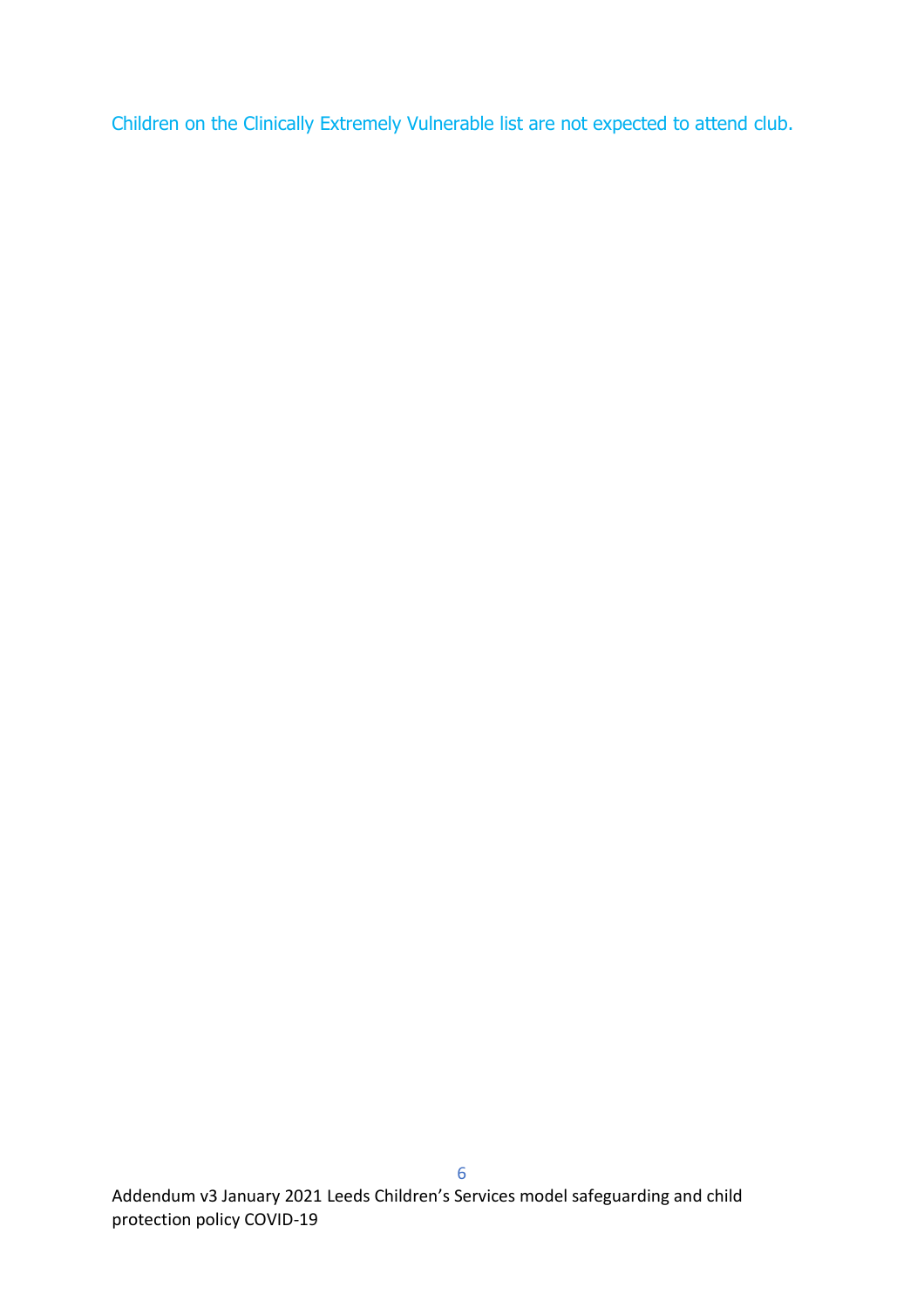Children on the Clinically Extremely Vulnerable list are not expected to attend club.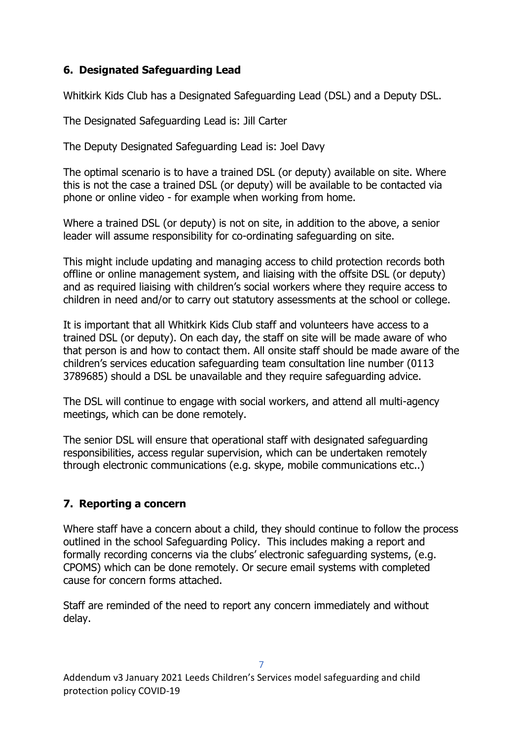## 6. Designated Safeguarding Lead

Whitkirk Kids Club has a Designated Safeguarding Lead (DSL) and a Deputy DSL.

The Designated Safeguarding Lead is: Jill Carter

The Deputy Designated Safeguarding Lead is: Joel Davy

The optimal scenario is to have a trained DSL (or deputy) available on site. Where this is not the case a trained DSL (or deputy) will be available to be contacted via phone or online video - for example when working from home.

Where a trained DSL (or deputy) is not on site, in addition to the above, a senior leader will assume responsibility for co-ordinating safeguarding on site.

This might include updating and managing access to child protection records both offline or online management system, and liaising with the offsite DSL (or deputy) and as required liaising with children's social workers where they require access to children in need and/or to carry out statutory assessments at the school or college.

It is important that all Whitkirk Kids Club staff and volunteers have access to a trained DSL (or deputy). On each day, the staff on site will be made aware of who that person is and how to contact them. All onsite staff should be made aware of the children's services education safeguarding team consultation line number (0113 3789685) should a DSL be unavailable and they require safeguarding advice.

The DSL will continue to engage with social workers, and attend all multi-agency meetings, which can be done remotely.

The senior DSL will ensure that operational staff with designated safeguarding responsibilities, access regular supervision, which can be undertaken remotely through electronic communications (e.g. skype, mobile communications etc..)

## 7. Reporting a concern

Where staff have a concern about a child, they should continue to follow the process outlined in the school Safeguarding Policy. This includes making a report and formally recording concerns via the clubs' electronic safeguarding systems, (e.g. CPOMS) which can be done remotely. Or secure email systems with completed cause for concern forms attached.

Staff are reminded of the need to report any concern immediately and without delay.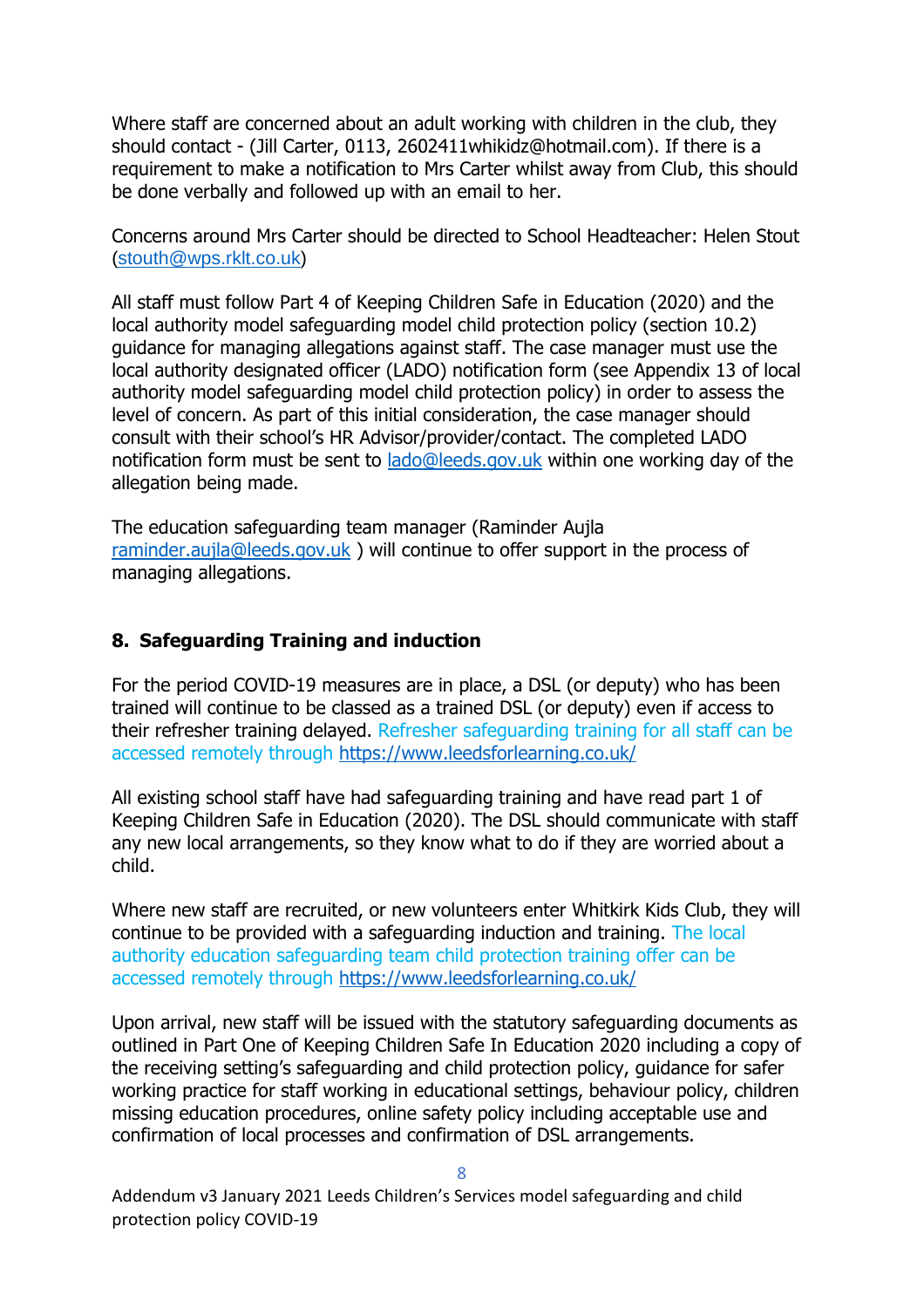Where staff are concerned about an adult working with children in the club, they should contact - (Jill Carter, 0113, 2602411whikidz@hotmail.com). If there is a requirement to make a notification to Mrs Carter whilst away from Club, this should be done verbally and followed up with an email to her.

Concerns around Mrs Carter should be directed to School Headteacher: Helen Stout (stouth@wps.rklt.co.uk)

All staff must follow Part 4 of Keeping Children Safe in Education (2020) and the local authority model safeguarding model child protection policy (section 10.2) guidance for managing allegations against staff. The case manager must use the local authority designated officer (LADO) notification form (see Appendix 13 of local authority model safeguarding model child protection policy) in order to assess the level of concern. As part of this initial consideration, the case manager should consult with their school's HR Advisor/provider/contact. The completed LADO notification form must be sent to lado@leeds.gov.uk within one working day of the allegation being made.

The education safeguarding team manager (Raminder Aujla raminder.aujla@leeds.gov.uk ) will continue to offer support in the process of managing allegations.

## 8. Safeguarding Training and induction

For the period COVID-19 measures are in place, a DSL (or deputy) who has been trained will continue to be classed as a trained DSL (or deputy) even if access to their refresher training delayed. Refresher safeguarding training for all staff can be accessed remotely through https://www.leedsforlearning.co.uk/

All existing school staff have had safeguarding training and have read part 1 of Keeping Children Safe in Education (2020). The DSL should communicate with staff any new local arrangements, so they know what to do if they are worried about a child.

Where new staff are recruited, or new volunteers enter Whitkirk Kids Club, they will continue to be provided with a safeguarding induction and training. The local authority education safeguarding team child protection training offer can be accessed remotely through https://www.leedsforlearning.co.uk/

Upon arrival, new staff will be issued with the statutory safeguarding documents as outlined in Part One of Keeping Children Safe In Education 2020 including a copy of the receiving setting's safeguarding and child protection policy, guidance for safer working practice for staff working in educational settings, behaviour policy, children missing education procedures, online safety policy including acceptable use and confirmation of local processes and confirmation of DSL arrangements.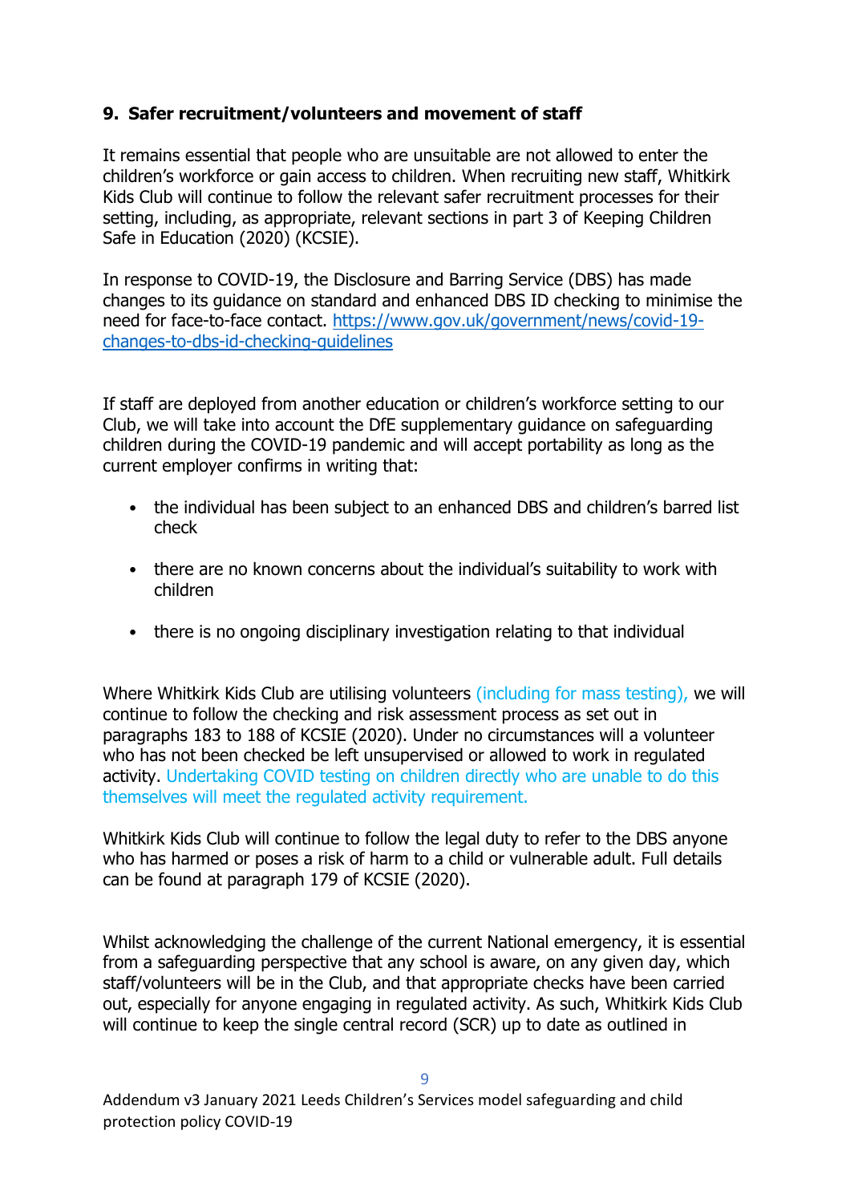### 9. Safer recruitment/volunteers and movement of staff

It remains essential that people who are unsuitable are not allowed to enter the children's workforce or gain access to children. When recruiting new staff, Whitkirk Kids Club will continue to follow the relevant safer recruitment processes for their setting, including, as appropriate, relevant sections in part 3 of Keeping Children Safe in Education (2020) (KCSIE).

In response to COVID-19, the Disclosure and Barring Service (DBS) has made changes to its guidance on standard and enhanced DBS ID checking to minimise the need for face-to-face contact. [https://www.gov.uk/government/news/covid-19-changes-to-dbs-id-checking-guidelines](https://www.gov.uk/government/news/covid-19-changes-to-dbs-id-checking-guidelines)

If staff are deployed from another education or children's workforce setting to our Club, we will take into account the DfE supplementary guidance on safeguarding children during the COVID-19 pandemic and will accept portability as long as the current employer confirms in writing that:

- the individual has been subject to an enhanced DBS and children's barred list check
- there are no known concerns about the individual's suitability to work with children
- there is no ongoing disciplinary investigation relating to that individual

Where Whitkirk Kids Club are utilising volunteers (including for mass testing), we will continue to follow the checking and risk assessment process as set out in paragraphs 183 to 188 of KCSIE (2020). Under no circumstances will a volunteer who has not been checked be left unsupervised or allowed to work in regulated activity. Undertaking COVID testing on children directly who are unable to do this themselves will meet the regulated activity requirement.

Whitkirk Kids Club will continue to follow the legal duty to refer to the DBS anyone who has harmed or poses a risk of harm to a child or vulnerable adult. Full details can be found at paragraph 179 of KCSIE (2020).

Whilst acknowledging the challenge of the current National emergency, it is essential from a safeguarding perspective that any school is aware, on any given day, which staff/volunteers will be in the Club, and that appropriate checks have been carried out, especially for anyone engaging in regulated activity. As such, Whitkirk Kids Club will continue to keep the single central record (SCR) up to date as outlined in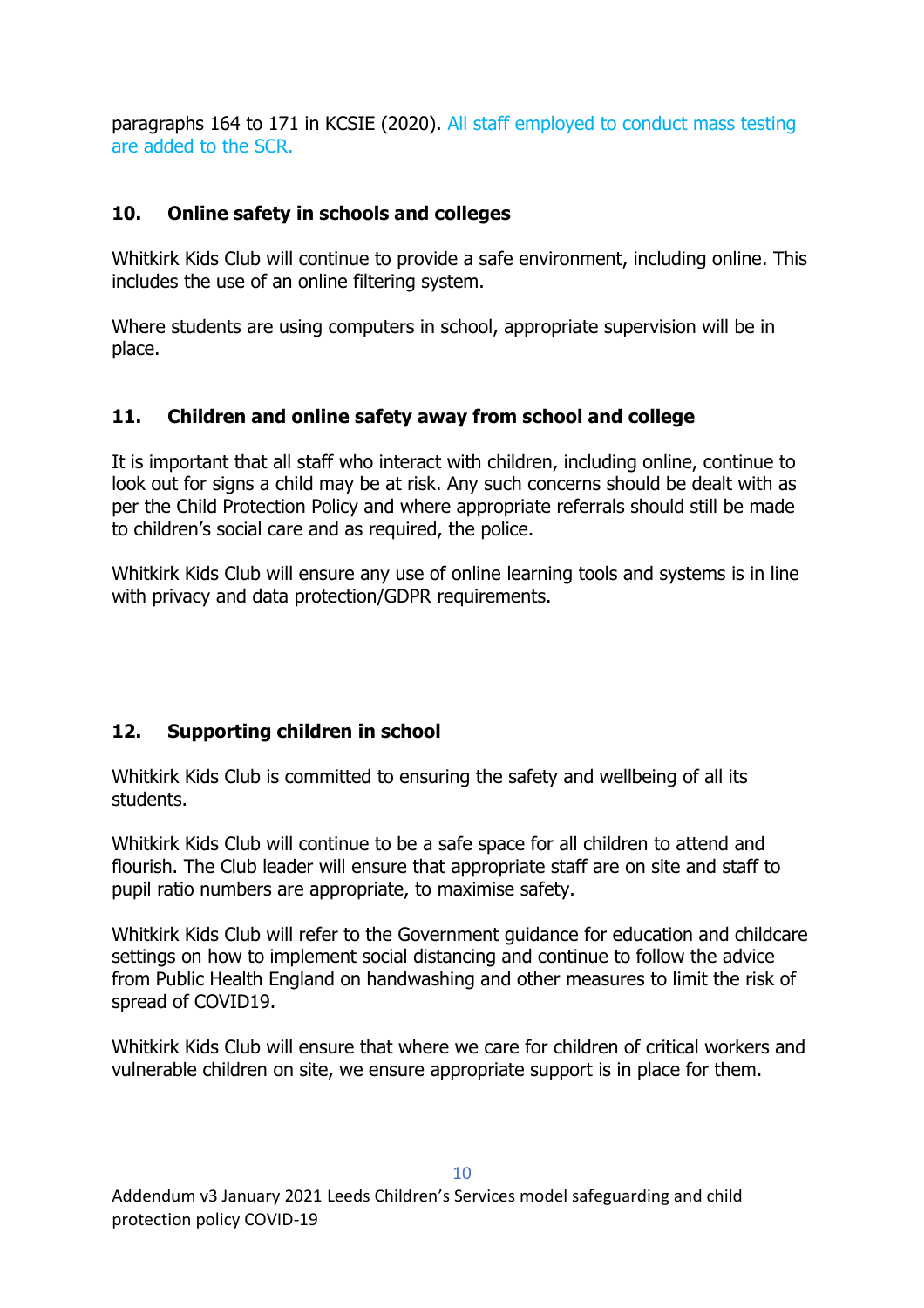paragraphs 164 to 171 in KCSIE (2020). All staff employed to conduct mass testing are added to the SCR.

## 10. Online safety in schools and colleges

Whitkirk Kids Club will continue to provide a safe environment, including online. This includes the use of an online filtering system.

Where students are using computers in school, appropriate supervision will be in place.

## 11. Children and online safety away from school and college

It is important that all staff who interact with children, including online, continue to look out for signs a child may be at risk. Any such concerns should be dealt with as per the Child Protection Policy and where appropriate referrals should still be made to children's social care and as required, the police.

Whitkirk Kids Club will ensure any use of online learning tools and systems is in line with privacy and data protection/GDPR requirements.

## 12. Supporting children in school

Whitkirk Kids Club is committed to ensuring the safety and wellbeing of all its students.

Whitkirk Kids Club will continue to be a safe space for all children to attend and flourish. The Club leader will ensure that appropriate staff are on site and staff to pupil ratio numbers are appropriate, to maximise safety.

Whitkirk Kids Club will refer to the Government guidance for education and childcare settings on how to implement social distancing and continue to follow the advice from Public Health England on handwashing and other measures to limit the risk of spread of COVID19.

Whitkirk Kids Club will ensure that where we care for children of critical workers and vulnerable children on site, we ensure appropriate support is in place for them.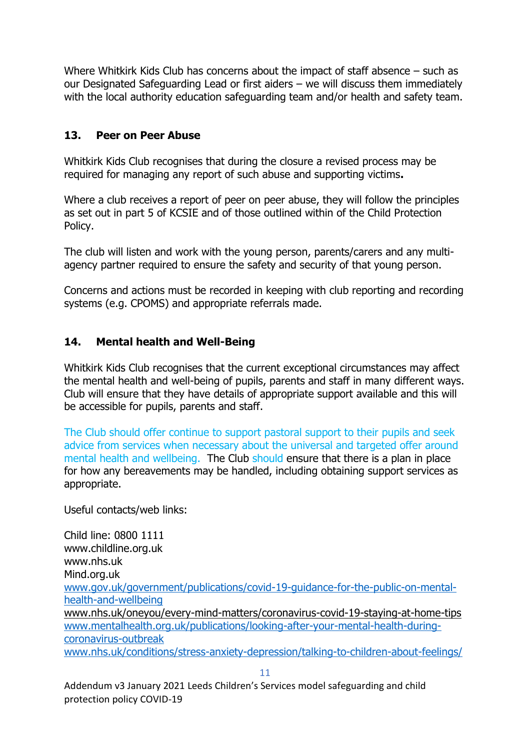Where Whitkirk Kids Club has concerns about the impact of staff absence – such as our Designated Safeguarding Lead or first aiders – we will discuss them immediately with the local authority education safeguarding team and/or health and safety team.

## 13. Peer on Peer Abuse

Whitkirk Kids Club recognises that during the closure a revised process may be required for managing any report of such abuse and supporting victims**.**

Where a club receives a report of peer on peer abuse, they will follow the principles as set out in part 5 of KCSIE and of those outlined within of the Child Protection Policy.

The club will listen and work with the young person, parents/carers and any multi-agency partner required to ensure the safety and security of that young person.

Concerns and actions must be recorded in keeping with club reporting and recording systems (e.g. CPOMS) and appropriate referrals made.

## 14. Mental health and Well-Being

Whitkirk Kids Club recognises that the current exceptional circumstances may affect the mental health and well-being of pupils, parents and staff in many different ways. Club will ensure that they have details of appropriate support available and this will be accessible for pupils, parents and staff.

The Club should offer continue to support pastoral support to their pupils and seek advice from services when necessary about the universal and targeted offer around mental health and wellbeing. The Club should ensure that there is a plan in place for how any bereavements may be handled, including obtaining support services as appropriate.

Useful contacts/web links:

Child line: 0800 1111
www.childline.org.uk
www.nhs.uk
Mind.org.uk
www.gov.uk/government/publications/covid-19-guidance-for-the-public-on-mental-health-and-wellbeing
www.nhs.uk/oneyou/every-mind-matters/coronavirus-covid-19-staying-at-home-tips
www.mentalhealth.org.uk/publications/looking-after-your-mental-health-during-coronavirus-outbreak
www.nhs.uk/conditions/stress-anxiety-depression/talking-to-children-about-feelings/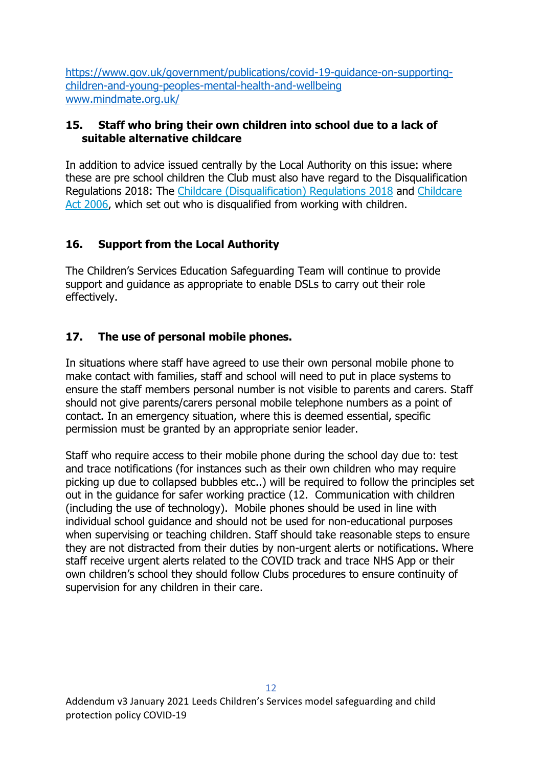https://www.gov.uk/government/publications/covid-19-guidance-on-supporting-children-and-young-peoples-mental-health-and-wellbeing
www.mindmate.org.uk/

## 15. Staff who bring their own children into school due to a lack of suitable alternative childcare

In addition to advice issued centrally by the Local Authority on this issue: where these are pre school children the Club must also have regard to the Disqualification Regulations 2018: The Childcare (Disqualification) Regulations 2018 and Childcare Act 2006, which set out who is disqualified from working with children.

## 16. Support from the Local Authority

The Children's Services Education Safeguarding Team will continue to provide support and guidance as appropriate to enable DSLs to carry out their role effectively.

## 17. The use of personal mobile phones.

In situations where staff have agreed to use their own personal mobile phone to make contact with families, staff and school will need to put in place systems to ensure the staff members personal number is not visible to parents and carers. Staff should not give parents/carers personal mobile telephone numbers as a point of contact. In an emergency situation, where this is deemed essential, specific permission must be granted by an appropriate senior leader.

Staff who require access to their mobile phone during the school day due to: test and trace notifications (for instances such as their own children who may require picking up due to collapsed bubbles etc..) will be required to follow the principles set out in the guidance for safer working practice (12. Communication with children (including the use of technology). Mobile phones should be used in line with individual school guidance and should not be used for non-educational purposes when supervising or teaching children. Staff should take reasonable steps to ensure they are not distracted from their duties by non-urgent alerts or notifications. Where staff receive urgent alerts related to the COVID track and trace NHS App or their own children's school they should follow Clubs procedures to ensure continuity of supervision for any children in their care.